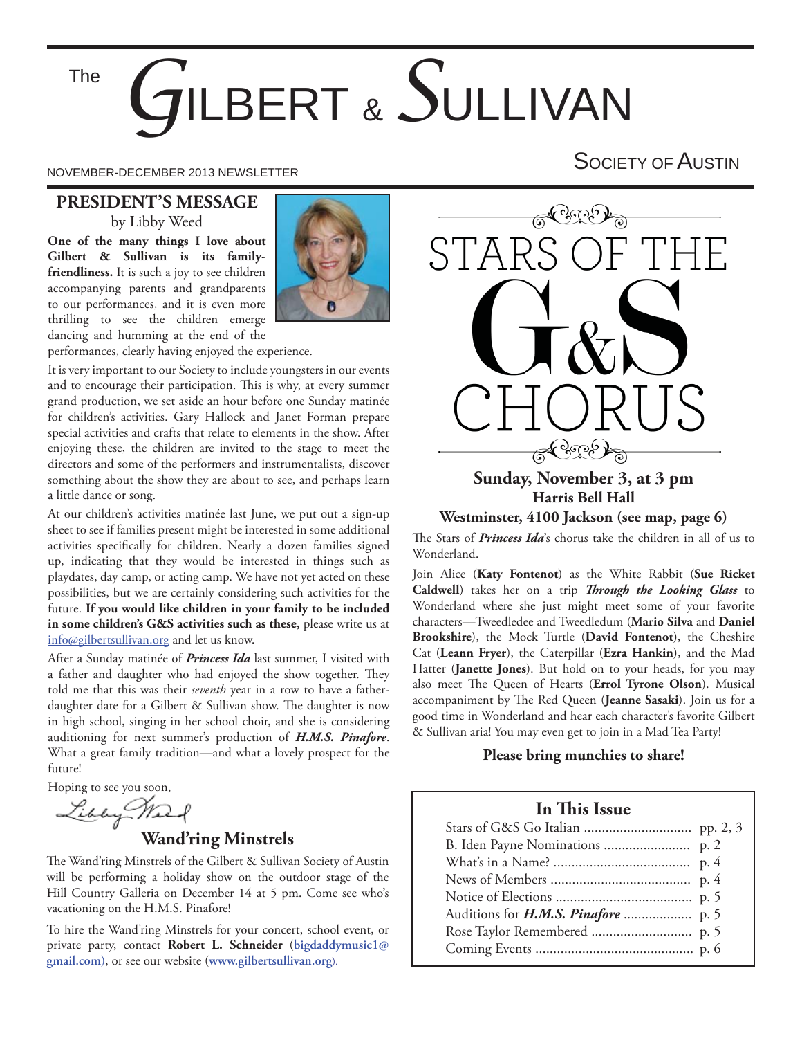# The GILBERT & SULLIVAN SOCIETY OF AUSTIN

NOVEMBER-DECEMBER 2013 NEWSLETTER

## PRESIDENT'S MESSAGE

by Libby Weed

**One of the many things I love about Gilbert & Sullivan is its family-friendliness.** It is such a joy to see children accompanying parents and grandparents to our performances, and it is even more thrilling to see the children emerge dancing and humming at the end of the performances, clearly having enjoyed the experience.

It is very important to our Society to include youngsters in our events and to encourage their participation. This is why, at every summer grand production, we set aside an hour before one Sunday matinée for children's activities. Gary Hallock and Janet Forman prepare special activities and crafts that relate to elements in the show. After enjoying these, the children are invited to the stage to meet the directors and some of the performers and instrumentalists, discover something about the show they are about to see, and perhaps learn a little dance or song.

At our children's activities matinée last June, we put out a sign-up sheet to see if families present might be interested in some additional activities specifically for children. Nearly a dozen families signed up, indicating that they would be interested in things such as playdates, day camp, or acting camp. We have not yet acted on these possibilities, but we are certainly considering such activities for the future. **If you would like children in your family to be included in some children's G&S activities such as these,** please write us at info@gilbertsullivan.org and let us know.

After a Sunday matinée of ***Princess Ida*** last summer, I visited with a father and daughter who had enjoyed the show together. They told me that this was their *seventh* year in a row to have a father-daughter date for a Gilbert & Sullivan show. The daughter is now in high school, singing in her school choir, and she is considering auditioning for next summer's production of ***H.M.S. Pinafore***. What a great family tradition—and what a lovely prospect for the future!

Hoping to see you soon,

Libby Weed

## Wand'ring Minstrels

The Wand'ring Minstrels of the Gilbert & Sullivan Society of Austin will be performing a holiday show on the outdoor stage of the Hill Country Galleria on December 14 at 5 pm. Come see who's vacationing on the H.M.S. Pinafore!

To hire the Wand'ring Minstrels for your concert, school event, or private party, contact **Robert L. Schneider** (**bigdaddymusic1@gmail.com**), or see our website (**www.gilbertsullivan.org**).

## STARS OF THE G&S CHORUS

**Sunday, November 3, at 3 pm**
**Harris Bell Hall**
**Westminster, 4100 Jackson (see map, page 6)**

The Stars of ***Princess Ida***'s chorus take the children in all of us to Wonderland.

Join Alice (**Katy Fontenot**) as the White Rabbit (**Sue Ricket Caldwell**) takes her on a trip ***Through the Looking Glass*** to Wonderland where she just might meet some of your favorite characters—Tweedledee and Tweedledum (**Mario Silva** and **Daniel Brookshire**), the Mock Turtle (**David Fontenot**), the Cheshire Cat (**Leann Fryer**), the Caterpillar (**Ezra Hankin**), and the Mad Hatter (**Janette Jones**). But hold on to your heads, for you may also meet The Queen of Hearts (**Errol Tyrone Olson**). Musical accompaniment by The Red Queen (**Jeanne Sasaki**). Join us for a good time in Wonderland and hear each character's favorite Gilbert & Sullivan aria! You may even get to join in a Mad Tea Party!

**Please bring munchies to share!**

## In This Issue

| | |
|---|---|
| Stars of G&S Go Italian | pp. 2, 3 |
| B. Iden Payne Nominations | p. 2 |
| What's in a Name? | p. 4 |
| News of Members | p. 4 |
| Notice of Elections | p. 5 |
| Auditions for ***H.M.S. Pinafore*** | p. 5 |
| Rose Taylor Remembered | p. 5 |
| Coming Events | p. 6 |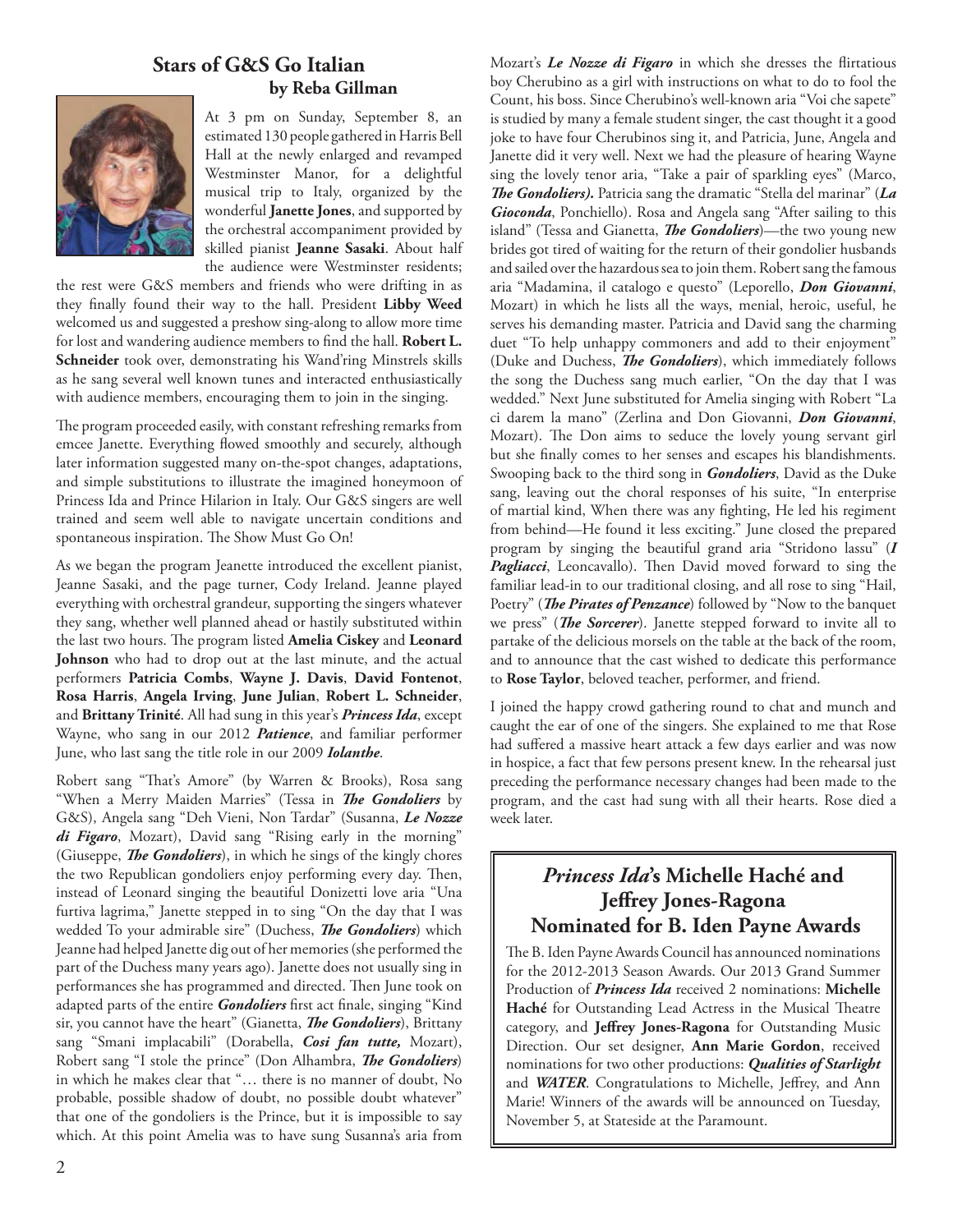## Stars of G&S Go Italian

**by Reba Gillman**

At 3 pm on Sunday, September 8, an estimated 130 people gathered in Harris Bell Hall at the newly enlarged and revamped Westminster Manor, for a delightful musical trip to Italy, organized by the wonderful **Janette Jones**, and supported by the orchestral accompaniment provided by skilled pianist **Jeanne Sasaki**. About half the audience were Westminster residents; the rest were G&S members and friends who were drifting in as they finally found their way to the hall. President **Libby Weed** welcomed us and suggested a preshow sing-along to allow more time for lost and wandering audience members to find the hall. **Robert L. Schneider** took over, demonstrating his Wand'ring Minstrels skills as he sang several well known tunes and interacted enthusiastically with audience members, encouraging them to join in the singing.

The program proceeded easily, with constant refreshing remarks from emcee Janette. Everything flowed smoothly and securely, although later information suggested many on-the-spot changes, adaptations, and simple substitutions to illustrate the imagined honeymoon of Princess Ida and Prince Hilarion in Italy. Our G&S singers are well trained and seem well able to navigate uncertain conditions and spontaneous inspiration. The Show Must Go On!

As we began the program Jeanette introduced the excellent pianist, Jeanne Sasaki, and the page turner, Cody Ireland. Jeanne played everything with orchestral grandeur, supporting the singers whatever they sang, whether well planned ahead or hastily substituted within the last two hours. The program listed **Amelia Ciskey** and **Leonard Johnson** who had to drop out at the last minute, and the actual performers **Patricia Combs**, **Wayne J. Davis**, **David Fontenot**, **Rosa Harris**, **Angela Irving**, **June Julian**, **Robert L. Schneider**, and **Brittany Trinité**. All had sung in this year's ***Princess Ida***, except Wayne, who sang in our 2012 ***Patience***, and familiar performer June, who last sang the title role in our 2009 ***Iolanthe***.

Robert sang "That's Amore" (by Warren & Brooks), Rosa sang "When a Merry Maiden Marries" (Tessa in ***The Gondoliers*** by G&S), Angela sang "Deh Vieni, Non Tardar" (Susanna, ***Le Nozze di Figaro***, Mozart), David sang "Rising early in the morning" (Giuseppe, ***The Gondoliers***), in which he sings of the kingly chores the two Republican gondoliers enjoy performing every day. Then, instead of Leonard singing the beautiful Donizetti love aria "Una furtiva lagrima," Janette stepped in to sing "On the day that I was wedded To your admirable sire" (Duchess, ***The Gondoliers***) which Jeanne had helped Janette dig out of her memories (she performed the part of the Duchess many years ago). Janette does not usually sing in performances she has programmed and directed. Then June took on adapted parts of the entire ***Gondoliers*** first act finale, singing "Kind sir, you cannot have the heart" (Gianetta, ***The Gondoliers***), Brittany sang "Smani implacabili" (Dorabella, ***Cosi fan tutte,*** Mozart), Robert sang "I stole the prince" (Don Alhambra, ***The Gondoliers***) in which he makes clear that "… there is no manner of doubt, No probable, possible shadow of doubt, no possible doubt whatever" that one of the gondoliers is the Prince, but it is impossible to say which. At this point Amelia was to have sung Susanna's aria from Mozart's ***Le Nozze di Figaro*** in which she dresses the flirtatious boy Cherubino as a girl with instructions on what to do to fool the Count, his boss. Since Cherubino's well-known aria "Voi che sapete" is studied by many a female student singer, the cast thought it a good joke to have four Cherubinos sing it, and Patricia, June, Angela and Janette did it very well. Next we had the pleasure of hearing Wayne sing the lovely tenor aria, "Take a pair of sparkling eyes" (Marco, ***The Gondoliers).*** Patricia sang the dramatic "Stella del marinar" (***La Gioconda***, Ponchiello). Rosa and Angela sang "After sailing to this island" (Tessa and Gianetta, ***The Gondoliers***)—the two young new brides got tired of waiting for the return of their gondolier husbands and sailed over the hazardous sea to join them. Robert sang the famous aria "Madamina, il catalogo e questo" (Leporello, ***Don Giovanni***, Mozart) in which he lists all the ways, menial, heroic, useful, he serves his demanding master. Patricia and David sang the charming duet "To help unhappy commoners and add to their enjoyment" (Duke and Duchess, ***The Gondoliers***), which immediately follows the song the Duchess sang much earlier, "On the day that I was wedded." Next June substituted for Amelia singing with Robert "La ci darem la mano" (Zerlina and Don Giovanni, ***Don Giovanni***, Mozart). The Don aims to seduce the lovely young servant girl but she finally comes to her senses and escapes his blandishments. Swooping back to the third song in ***Gondoliers***, David as the Duke sang, leaving out the choral responses of his suite, "In enterprise of martial kind, When there was any fighting, He led his regiment from behind—He found it less exciting." June closed the prepared program by singing the beautiful grand aria "Stridono lassu" (***I Pagliacci***, Leoncavallo). Then David moved forward to sing the familiar lead-in to our traditional closing, and all rose to sing "Hail, Poetry" (***The Pirates of Penzance***) followed by "Now to the banquet we press" (***The Sorcerer***). Janette stepped forward to invite all to partake of the delicious morsels on the table at the back of the room, and to announce that the cast wished to dedicate this performance to **Rose Taylor**, beloved teacher, performer, and friend.

I joined the happy crowd gathering round to chat and munch and caught the ear of one of the singers. She explained to me that Rose had suffered a massive heart attack a few days earlier and was now in hospice, a fact that few persons present knew. In the rehearsal just preceding the performance necessary changes had been made to the program, and the cast had sung with all their hearts. Rose died a week later.

## *Princess Ida*'s Michelle Haché and Jeffrey Jones-Ragona Nominated for B. Iden Payne Awards

The B. Iden Payne Awards Council has announced nominations for the 2012-2013 Season Awards. Our 2013 Grand Summer Production of ***Princess Ida*** received 2 nominations: **Michelle Haché** for Outstanding Lead Actress in the Musical Theatre category, and **Jeffrey Jones-Ragona** for Outstanding Music Direction. Our set designer, **Ann Marie Gordon**, received nominations for two other productions: ***Qualities of Starlight*** and ***WATER***. Congratulations to Michelle, Jeffrey, and Ann Marie! Winners of the awards will be announced on Tuesday, November 5, at Stateside at the Paramount.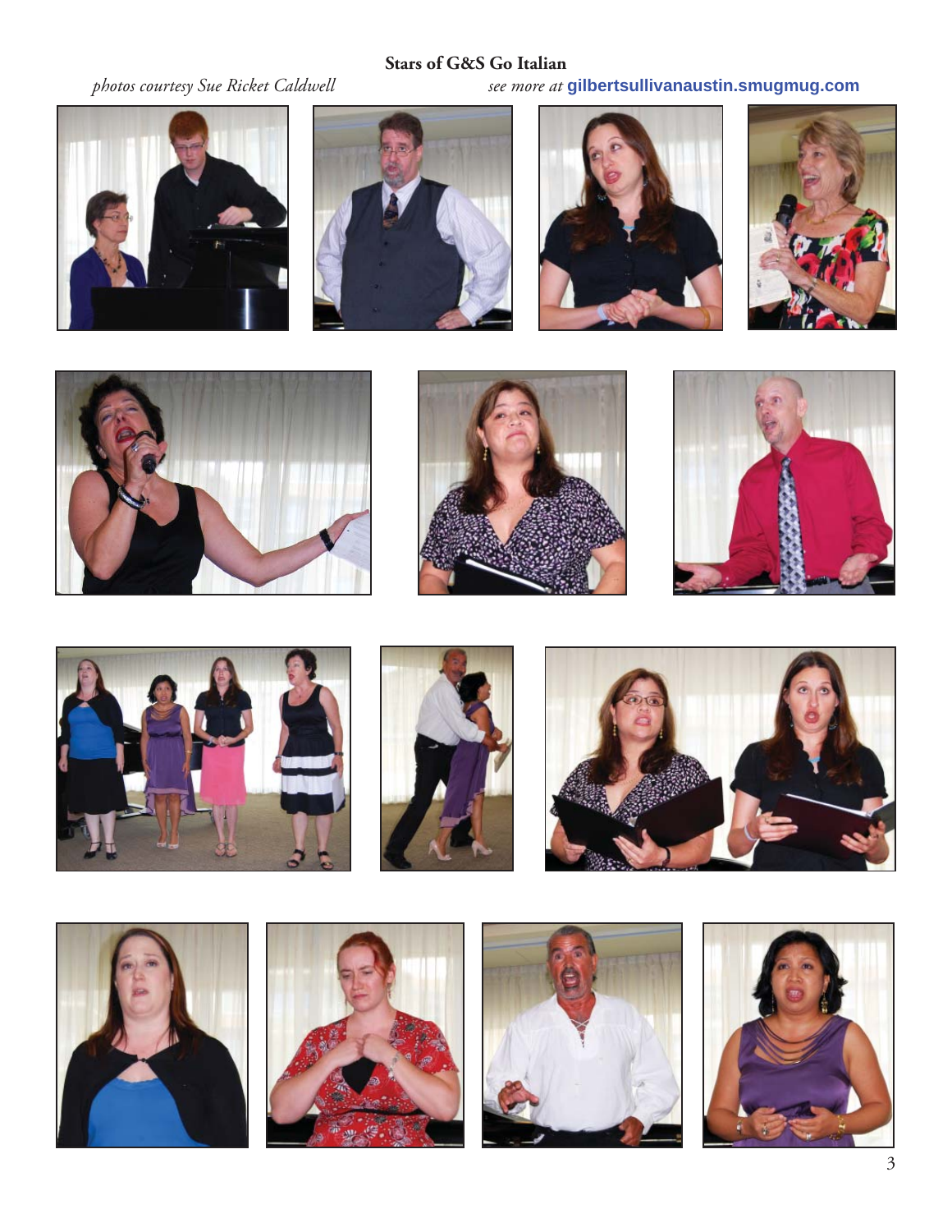**Stars of G&S Go Italian**

*photos courtesy Sue Ricket Caldwell*

*see more at* **gilbertsullivanaustin.smugmug.com**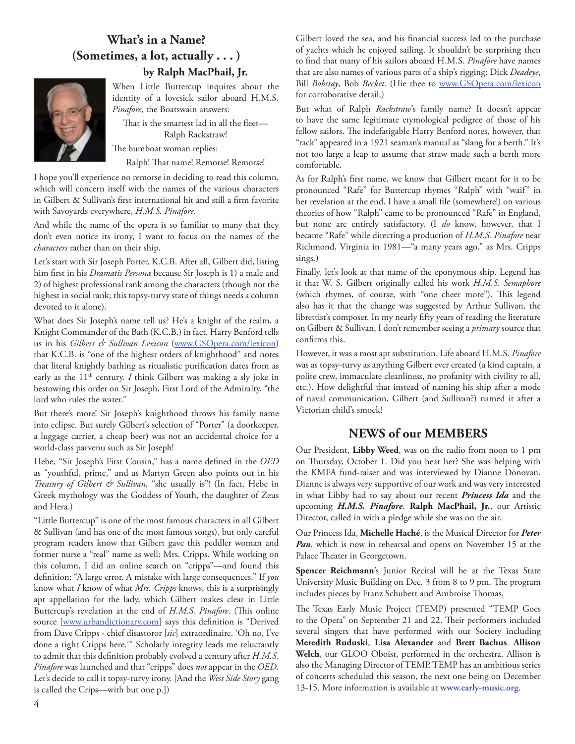## What's in a Name? (Sometimes, a lot, actually . . . )

### by Ralph MacPhail, Jr.

When Little Buttercup inquires about the identity of a lovesick sailor aboard H.M.S. *Pinafore*, the Boatswain answers:

That is the smartest lad in all the fleet—
Ralph Rackstraw!

The bumboat woman replies:

Ralph! That name! Remorse! Remorse!

I hope you'll experience no remorse in deciding to read this column, which will concern itself with the names of the various characters in Gilbert & Sullivan's first international hit and still a firm favorite with Savoyards everywhere, *H.M.S. Pinafore.*

And while the name of the opera is so familiar to many that they don't even notice its irony, I want to focus on the names of the *characters* rather than on their ship.

Let's start with Sir Joseph Porter, K.C.B. After all, Gilbert did, listing him first in his *Dramatis Personæ* because Sir Joseph is 1) a male and 2) of highest professional rank among the characters (though not the highest in social rank; this topsy-turvy state of things needs a column devoted to it alone).

What does Sir Joseph's name tell us? He's a knight of the realm, a Knight Commander of the Bath (K.C.B.) in fact. Harry Benford tells us in his *Gilbert & Sullivan Lexicon* (www.GSOpera.com/lexicon) that K.C.B. is "one of the highest orders of knighthood" and notes that literal knightly bathing as ritualistic purification dates from as early as the 11th century. *I* think Gilbert was making a sly joke in bestowing this order on Sir Joseph, First Lord of the Admiralty, "the lord who rules the water."

But there's more! Sir Joseph's knighthood throws his family name into eclipse. But surely Gilbert's selection of "Porter" (a doorkeeper, a luggage carrier, a cheap beer) was not an accidental choice for a world-class parvenu such as Sir Joseph!

Hebe, "Sir Joseph's First Cousin," has a name defined in the *OED* as "youthful, prime," and as Martyn Green also points out in his *Treasury of Gilbert & Sullivan,* "she usually is"! (In fact, Hebe in Greek mythology was the Goddess of Youth, the daughter of Zeus and Hera.)

"Little Buttercup" is one of the most famous characters in all Gilbert & Sullivan (and has one of the most famous songs), but only careful program readers know that Gilbert gave this peddler woman and former nurse a "real" name as well: Mrs. Cripps. While working on this column, I did an online search on "cripps"—and found this definition: "A large error. A mistake with large consequences." If *you* know what *I* know of what *Mrs. Cripps* knows, this is a surprisingly apt appellation for the lady, which Gilbert makes clear in Little Buttercup's revelation at the end of *H.M.S. Pinafore*. (This online source [www.urbandictionary.com] says this definition is "Derived from Dave Cripps - chief disastoror [*sic*] extraordinaire. 'Oh no, I've done a right Cripps here.'" Scholarly integrity leads me reluctantly to admit that this definition probably evolved a century after *H.M.S. Pinafore* was launched and that "cripps" does *not* appear in the *OED.* Let's decide to call it topsy-turvy irony. [And the *West Side Story* gang is called the Crips—with but one p.])

Gilbert loved the sea, and his financial success led to the purchase of yachts which he enjoyed sailing. It shouldn't be surprising then to find that many of his sailors aboard H.M.S. *Pinafore* have names that are also names of various parts of a ship's rigging: Dick *Deadeye*, Bill *Bobstay*, Bob *Becket*. (Hie thee to www.GSOpera.com/lexicon for corroborative detail.)

But what of Ralph *Rackstraw*'s family name? It doesn't appear to have the same legitimate etymological pedigree of those of his fellow sailors. The indefatigable Harry Benford notes, however, that "rack" appeared in a 1921 seaman's manual as "slang for a berth." It's not too large a leap to assume that straw made such a berth more comfortable.

As for Ralph's first name, we know that Gilbert meant for it to be pronounced "Rafe" for Buttercup rhymes "Ralph" with "waif" in her revelation at the end. I have a small file (somewhere!) on various theories of how "Ralph" came to be pronounced "Rafe" in England, but none are entirely satisfactory. (I *do* know, however, that I became "Rafe" while directing a production of *H.M.S. Pinafore* near Richmond, Virginia in 1981—"a many years ago," as Mrs. Cripps sings.)

Finally, let's look at that name of the eponymous ship. Legend has it that W. S. Gilbert originally called his work *H.M.S. Semaphore* (which rhymes, of course, with "one cheer more"). This legend also has it that the change was suggested by Arthur Sullivan, the librettist's composer. In my nearly fifty years of reading the literature on Gilbert & Sullivan, I don't remember seeing a *primary* source that confirms this.

However, it was a most apt substitution. Life aboard H.M.S. *Pinafore* was as topsy-turvy as anything Gilbert ever created (a kind captain, a polite crew, immaculate cleanliness, no profanity with civility to all, etc.). How delightful that instead of naming his ship after a mode of naval communication, Gilbert (and Sullivan?) named it after a Victorian child's smock!

## NEWS of our MEMBERS

Our President, **Libby Weed**, was on the radio from noon to 1 pm on Thursday, October 1. Did you hear her? She was helping with the KMFA fund-raiser and was interviewed by Dianne Donovan. Dianne is always very supportive of our work and was very interested in what Libby had to say about our recent ***Princess Ida*** and the upcoming ***H.M.S. Pinafore***. **Ralph MacPhail, Jr.**, our Artistic Director, called in with a pledge while she was on the air.

Our Princess Ida, **Michelle Haché**, is the Musical Director for ***Peter Pan***, which is now in rehearsal and opens on November 15 at the Palace Theater in Georgetown.

**Spencer Reichmann**'s Junior Recital will be at the Texas State University Music Building on Dec. 3 from 8 to 9 pm. The program includes pieces by Franz Schubert and Ambroise Thomas.

The Texas Early Music Project (TEMP) presented "TEMP Goes to the Opera" on September 21 and 22. Their performers included several singers that have performed with our Society including **Meredith Ruduski**, **Lisa Alexander** and **Brett Bachus**. **Allison Welch**, our GLOO Oboist, performed in the orchestra. Allison is also the Managing Director of TEMP. TEMP has an ambitious series of concerts scheduled this season, the next one being on December 13-15. More information is available at **www.early-music.org**.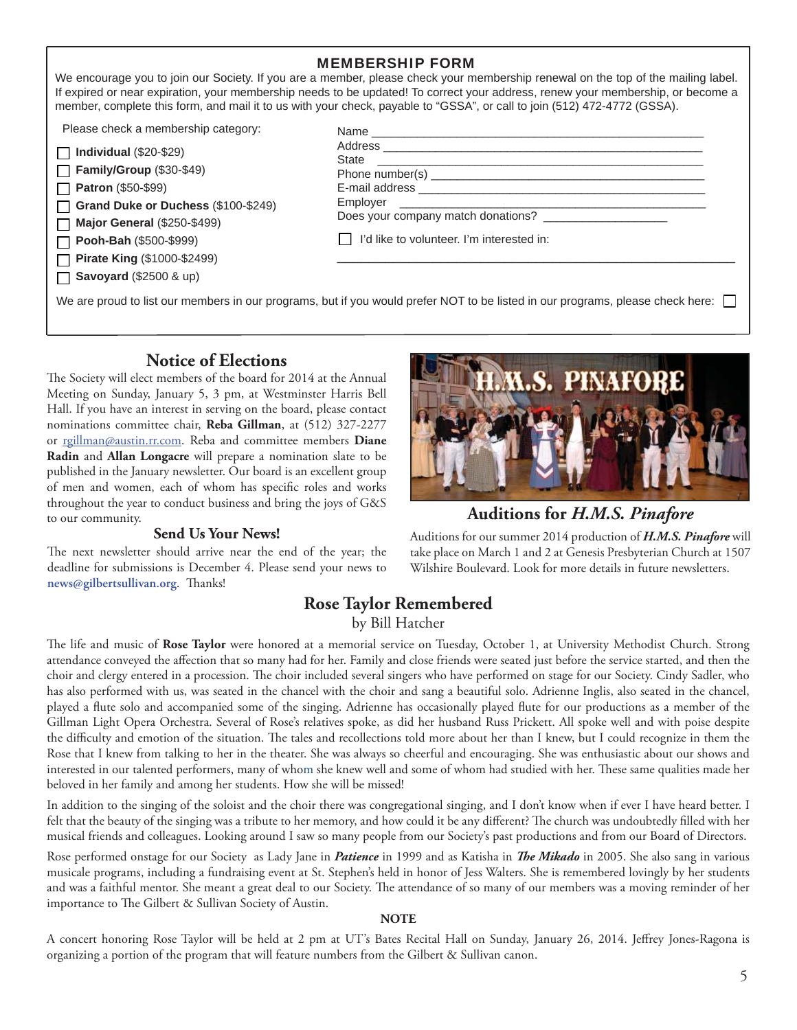## MEMBERSHIP FORM

We encourage you to join our Society. If you are a member, please check your membership renewal on the top of the mailing label. If expired or near expiration, your membership needs to be updated! To correct your address, renew your membership, or become a member, complete this form, and mail it to us with your check, payable to "GSSA", or call to join (512) 472-4772 (GSSA).

Please check a membership category:

- ☐ **Individual** ($20-$29)
- ☐ **Family/Group** ($30-$49)
- ☐ **Patron** ($50-$99)
- ☐ **Grand Duke or Duchess** ($100-$249)
- ☐ **Major General** ($250-$499)
- ☐ **Pooh-Bah** ($500-$999)
- ☐ **Pirate King** ($1000-$2499)
- ☐ **Savoyard** ($2500 & up)

Name ______________________________

Address ______________________________

State ______________________________

Phone number(s) ______________________________

E-mail address ______________________________

Employer ______________________________

Does your company match donations? ______________

☐ I'd like to volunteer. I'm interested in:

______________________________

We are proud to list our members in our programs, but if you would prefer NOT to be listed in our programs, please check here: ☐

## Notice of Elections

The Society will elect members of the board for 2014 at the Annual Meeting on Sunday, January 5, 3 pm, at Westminster Harris Bell Hall. If you have an interest in serving on the board, please contact nominations committee chair, **Reba Gillman**, at (512) 327-2277 or rgillman@austin.rr.com. Reba and committee members **Diane Radin** and **Allan Longacre** will prepare a nomination slate to be published in the January newsletter. Our board is an excellent group of men and women, each of whom has specific roles and works throughout the year to conduct business and bring the joys of G&S to our community.

### Send Us Your News!

The next newsletter should arrive near the end of the year; the deadline for submissions is December 4. Please send your news to **news@gilbertsullivan.org**. Thanks!

## Auditions for *H.M.S. Pinafore*

Auditions for our summer 2014 production of ***H.M.S. Pinafore*** will take place on March 1 and 2 at Genesis Presbyterian Church at 1507 Wilshire Boulevard. Look for more details in future newsletters.

## Rose Taylor Remembered

by Bill Hatcher

The life and music of **Rose Taylor** were honored at a memorial service on Tuesday, October 1, at University Methodist Church. Strong attendance conveyed the affection that so many had for her. Family and close friends were seated just before the service started, and then the choir and clergy entered in a procession. The choir included several singers who have performed on stage for our Society. Cindy Sadler, who has also performed with us, was seated in the chancel with the choir and sang a beautiful solo. Adrienne Inglis, also seated in the chancel, played a flute solo and accompanied some of the singing. Adrienne has occasionally played flute for our productions as a member of the Gillman Light Opera Orchestra. Several of Rose's relatives spoke, as did her husband Russ Prickett. All spoke well and with poise despite the difficulty and emotion of the situation. The tales and recollections told more about her than I knew, but I could recognize in them the Rose that I knew from talking to her in the theater. She was always so cheerful and encouraging. She was enthusiastic about our shows and interested in our talented performers, many of whom she knew well and some of whom had studied with her. These same qualities made her beloved in her family and among her students. How she will be missed!

In addition to the singing of the soloist and the choir there was congregational singing, and I don't know when if ever I have heard better. I felt that the beauty of the singing was a tribute to her memory, and how could it be any different? The church was undoubtedly filled with her musical friends and colleagues. Looking around I saw so many people from our Society's past productions and from our Board of Directors.

Rose performed onstage for our Society as Lady Jane in ***Patience*** in 1999 and as Katisha in ***The Mikado*** in 2005. She also sang in various musicale programs, including a fundraising event at St. Stephen's held in honor of Jess Walters. She is remembered lovingly by her students and was a faithful mentor. She meant a great deal to our Society. The attendance of so many of our members was a moving reminder of her importance to The Gilbert & Sullivan Society of Austin.

**NOTE**

A concert honoring Rose Taylor will be held at 2 pm at UT's Bates Recital Hall on Sunday, January 26, 2014. Jeffrey Jones-Ragona is organizing a portion of the program that will feature numbers from the Gilbert & Sullivan canon.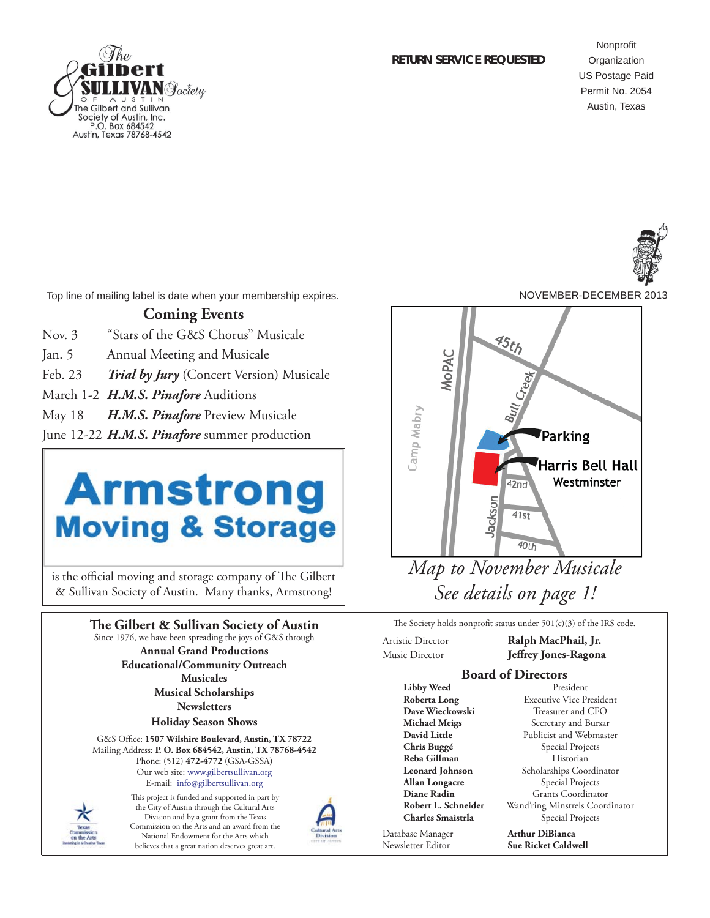The Gilbert and Sullivan Society of Austin, Inc.
P.O. Box 684542
Austin, Texas 78768-4542

**RETURN SERVICE REQUESTED**

Nonprofit Organization
US Postage Paid
Permit No. 2054
Austin, Texas

Top line of mailing label is date when your membership expires.

NOVEMBER-DECEMBER 2013

## Coming Events

| | |
|---|---|
| Nov. 3 | "Stars of the G&S Chorus" Musicale |
| Jan. 5 | Annual Meeting and Musicale |
| Feb. 23 | ***Trial by Jury*** (Concert Version) Musicale |
| March 1-2 | ***H.M.S. Pinafore*** Auditions |
| May 18 | ***H.M.S. Pinafore*** Preview Musicale |
| June 12-22 | ***H.M.S. Pinafore*** summer production |

**Armstrong Moving & Storage**

is the official moving and storage company of The Gilbert & Sullivan Society of Austin. Many thanks, Armstrong!

MoPAC
Camp Mabry
45th
Bull Creek
Parking
Harris Bell Hall
Westminster
42nd
41st
40th
Jackson

*Map to November Musicale*
*See details on page 1!*

### The Gilbert & Sullivan Society of Austin

Since 1976, we have been spreading the joys of G&S through

**Annual Grand Productions**
**Educational/Community Outreach**
**Musicales**
**Musical Scholarships**
**Newsletters**
**Holiday Season Shows**

G&S Office: **1507 Wilshire Boulevard, Austin, TX 78722**
Mailing Address: **P. O. Box 684542, Austin, TX 78768-4542**
Phone: (512) **472-4772** (GSA-GSSA)
Our web site: www.gilbertsullivan.org
E-mail: info@gilbertsullivan.org

This project is funded and supported in part by the City of Austin through the Cultural Arts Division and by a grant from the Texas Commission on the Arts and an award from the National Endowment for the Arts which believes that a great nation deserves great art.

The Society holds nonprofit status under 501(c)(3) of the IRS code.

| | |
|---|---|
| Artistic Director | **Ralph MacPhail, Jr.** |
| Music Director | **Jeffrey Jones-Ragona** |

### Board of Directors

| | |
|---|---|
| **Libby Weed** | President |
| **Roberta Long** | Executive Vice President |
| **Dave Wieckowski** | Treasurer and CFO |
| **Michael Meigs** | Secretary and Bursar |
| **David Little** | Publicist and Webmaster |
| **Chris Buggé** | Special Projects |
| **Reba Gillman** | Historian |
| **Leonard Johnson** | Scholarships Coordinator |
| **Allan Longacre** | Special Projects |
| **Diane Radin** | Grants Coordinator |
| **Robert L. Schneider** | Wand'ring Minstrels Coordinator |
| **Charles Smaistrla** | Special Projects |

| | |
|---|---|
| Database Manager | **Arthur DiBianca** |
| Newsletter Editor | **Sue Ricket Caldwell** |